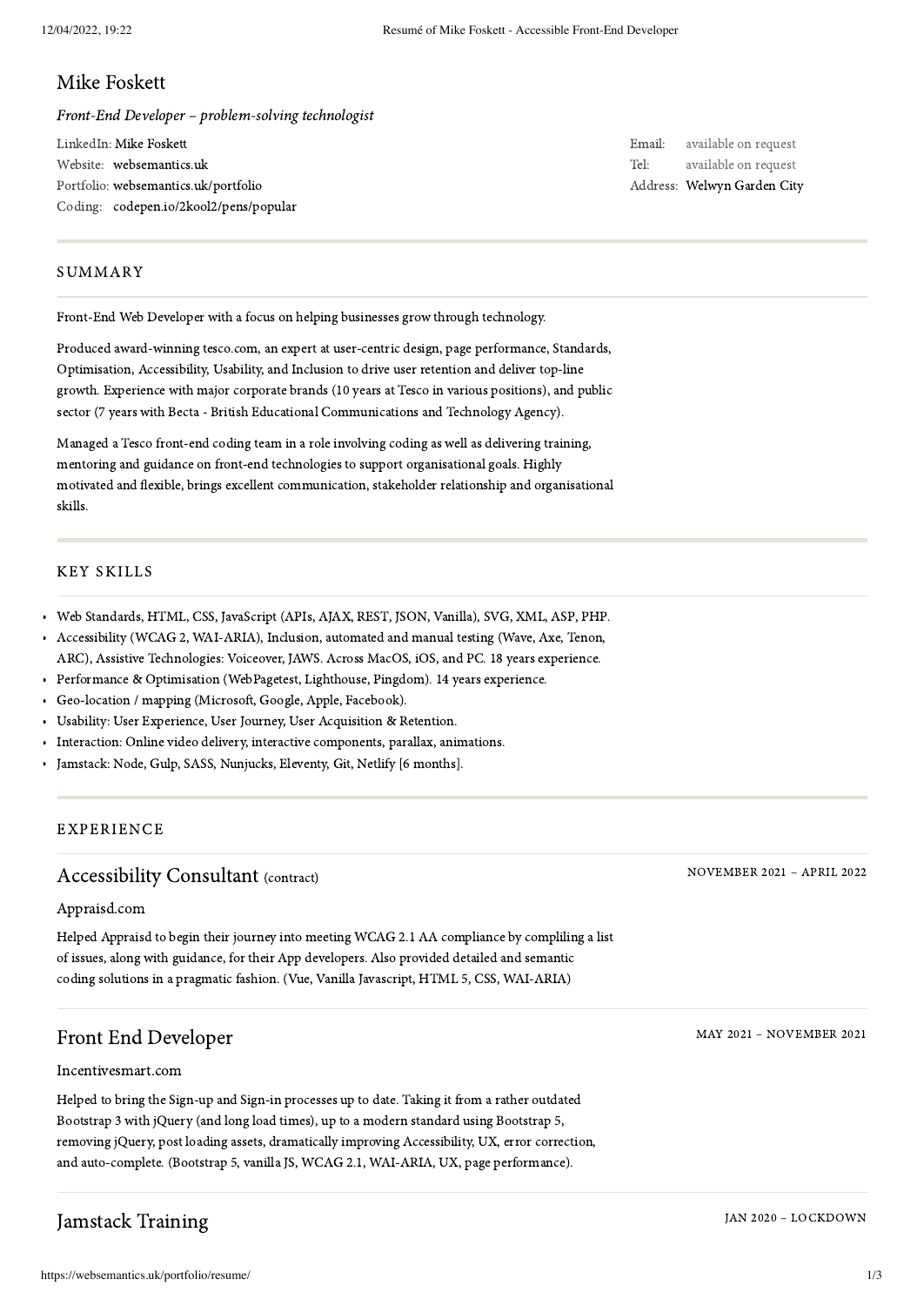# Mike Foskett

*Front-End Developer – problem-solving technologist*

LinkedIn: Mike Foskett
Website: websemantics.uk
Portfolio: websemantics.uk/portfolio
Coding: codepen.io/2kool2/pens/popular

Email: available on request
Tel: available on request
Address: Welwyn Garden City

## SUMMARY

Front-End Web Developer with a focus on helping businesses grow through technology.

Produced award-winning tesco.com, an expert at user-centric design, page performance, Standards, Optimisation, Accessibility, Usability, and Inclusion to drive user retention and deliver top-line growth. Experience with major corporate brands (10 years at Tesco in various positions), and public sector (7 years with Becta - British Educational Communications and Technology Agency).

Managed a Tesco front-end coding team in a role involving coding as well as delivering training, mentoring and guidance on front-end technologies to support organisational goals. Highly motivated and flexible, brings excellent communication, stakeholder relationship and organisational skills.

## KEY SKILLS

- Web Standards, HTML, CSS, JavaScript (APIs, AJAX, REST, JSON, Vanilla), SVG, XML, ASP, PHP.
- Accessibility (WCAG 2, WAI-ARIA), Inclusion, automated and manual testing (Wave, Axe, Tenon, ARC), Assistive Technologies: Voiceover, JAWS. Across MacOS, iOS, and PC. 18 years experience.
- Performance & Optimisation (WebPagetest, Lighthouse, Pingdom). 14 years experience.
- Geo-location / mapping (Microsoft, Google, Apple, Facebook).
- Usability: User Experience, User Journey, User Acquisition & Retention.
- Interaction: Online video delivery, interactive components, parallax, animations.
- Jamstack: Node, Gulp, SASS, Nunjucks, Eleventy, Git, Netlify [6 months].

## EXPERIENCE

### Accessibility Consultant (contract)

NOVEMBER 2021 – APRIL 2022

Appraisd.com

Helped Appraisd to begin their journey into meeting WCAG 2.1 AA compliance by compliling a list of issues, along with guidance, for their App developers. Also provided detailed and semantic coding solutions in a pragmatic fashion. (Vue, Vanilla Javascript, HTML 5, CSS, WAI-ARIA)

### Front End Developer

MAY 2021 – NOVEMBER 2021

Incentivesmart.com

Helped to bring the Sign-up and Sign-in processes up to date. Taking it from a rather outdated Bootstrap 3 with jQuery (and long load times), up to a modern standard using Bootstrap 5, removing jQuery, post loading assets, dramatically improving Accessibility, UX, error correction, and auto-complete. (Bootstrap 5, vanilla JS, WCAG 2.1, WAI-ARIA, UX, page performance).

### Jamstack Training

JAN 2020 – LOCKDOWN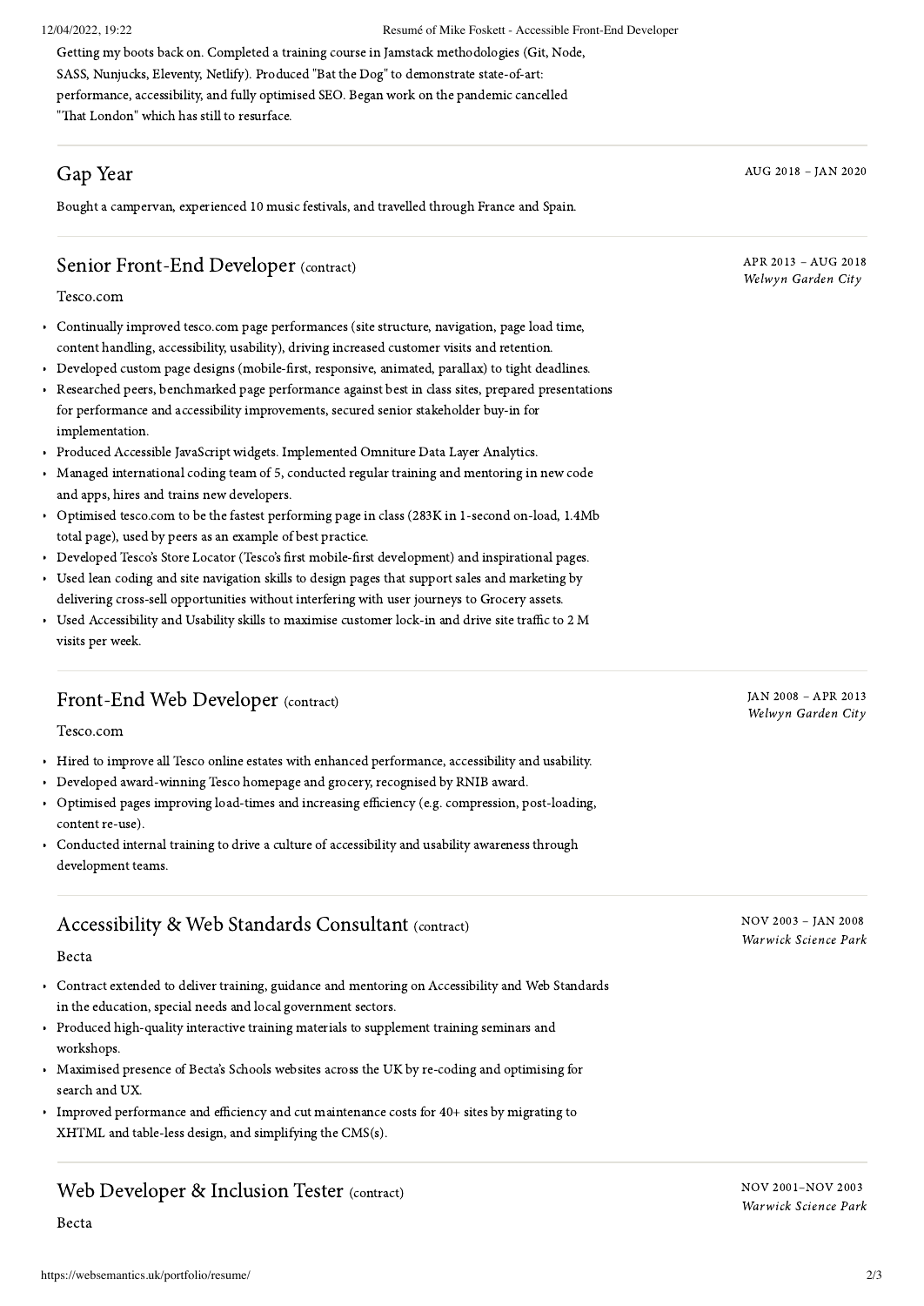Getting my boots back on. Completed a training course in Jamstack methodologies (Git, Node, SASS, Nunjucks, Eleventy, Netlify). Produced "Bat the Dog" to demonstrate state-of-art: performance, accessibility, and fully optimised SEO. Began work on the pandemic cancelled "That London" which has still to resurface.

---

## Gap Year

AUG 2018 – JAN 2020

Bought a campervan, experienced 10 music festivals, and travelled through France and Spain.

---

## Senior Front-End Developer (contract)

APR 2013 – AUG 2018
*Welwyn Garden City*

Tesco.com

- Continually improved tesco.com page performances (site structure, navigation, page load time, content handling, accessibility, usability), driving increased customer visits and retention.
- Developed custom page designs (mobile-first, responsive, animated, parallax) to tight deadlines.
- Researched peers, benchmarked page performance against best in class sites, prepared presentations for performance and accessibility improvements, secured senior stakeholder buy-in for implementation.
- Produced Accessible JavaScript widgets. Implemented Omniture Data Layer Analytics.
- Managed international coding team of 5, conducted regular training and mentoring in new code and apps, hires and trains new developers.
- Optimised tesco.com to be the fastest performing page in class (283K in 1-second on-load, 1.4Mb total page), used by peers as an example of best practice.
- Developed Tesco's Store Locator (Tesco's first mobile-first development) and inspirational pages.
- Used lean coding and site navigation skills to design pages that support sales and marketing by delivering cross-sell opportunities without interfering with user journeys to Grocery assets.
- Used Accessibility and Usability skills to maximise customer lock-in and drive site traffic to 2 M visits per week.

---

## Front-End Web Developer (contract)

JAN 2008 – APR 2013
*Welwyn Garden City*

Tesco.com

- Hired to improve all Tesco online estates with enhanced performance, accessibility and usability.
- Developed award-winning Tesco homepage and grocery, recognised by RNIB award.
- Optimised pages improving load-times and increasing efficiency (e.g. compression, post-loading, content re-use).
- Conducted internal training to drive a culture of accessibility and usability awareness through development teams.

---

## Accessibility & Web Standards Consultant (contract)

NOV 2003 – JAN 2008
*Warwick Science Park*

Becta

- Contract extended to deliver training, guidance and mentoring on Accessibility and Web Standards in the education, special needs and local government sectors.
- Produced high-quality interactive training materials to supplement training seminars and workshops.
- Maximised presence of Becta's Schools websites across the UK by re-coding and optimising for search and UX.
- Improved performance and efficiency and cut maintenance costs for 40+ sites by migrating to XHTML and table-less design, and simplifying the CMS(s).

---

## Web Developer & Inclusion Tester (contract)

NOV 2001–NOV 2003
*Warwick Science Park*

Becta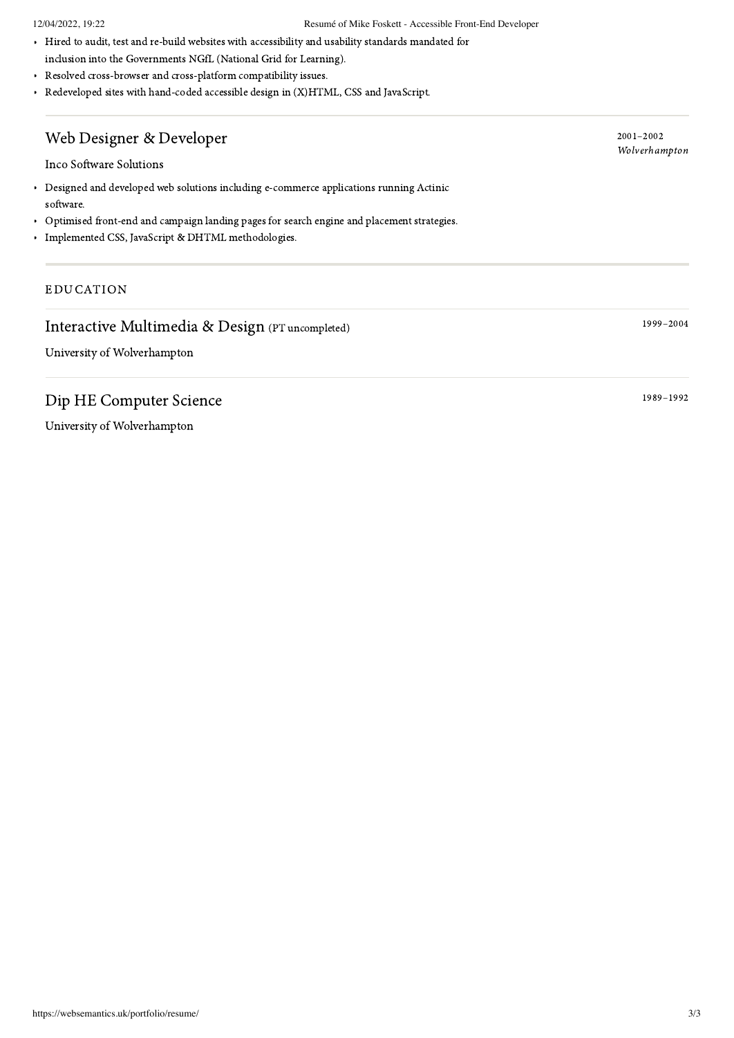- Hired to audit, test and re-build websites with accessibility and usability standards mandated for inclusion into the Governments NGfL (National Grid for Learning).
- Resolved cross-browser and cross-platform compatibility issues.
- Redeveloped sites with hand-coded accessible design in (X)HTML, CSS and JavaScript.

### Web Designer & Developer

2001–2002
*Wolverhampton*

Inco Software Solutions

- Designed and developed web solutions including e-commerce applications running Actinic software.
- Optimised front-end and campaign landing pages for search engine and placement strategies.
- Implemented CSS, JavaScript & DHTML methodologies.

## EDUCATION

### Interactive Multimedia & Design (PT uncompleted)

1999–2004

University of Wolverhampton

### Dip HE Computer Science

1989–1992

University of Wolverhampton